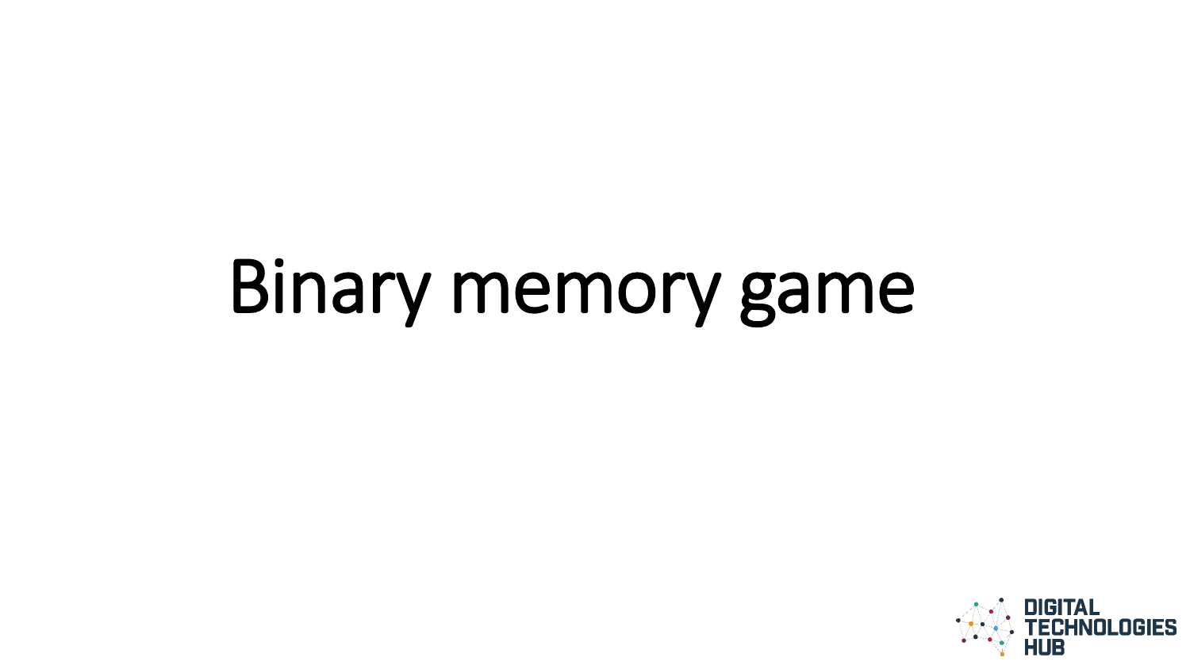# Binary memory game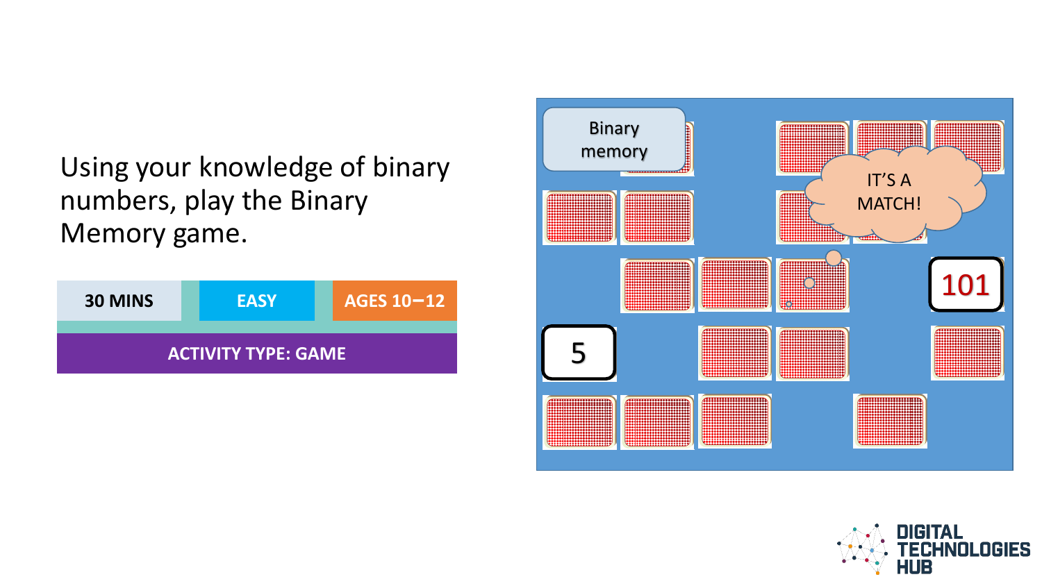Using your knowledge of binary numbers, play the Binary Memory game.

| 30 MINS | EASY | AGES 10–12 |
|---|---|---|
| ACTIVITY TYPE: GAME | | |

Binary memory

IT'S A MATCH!

5

101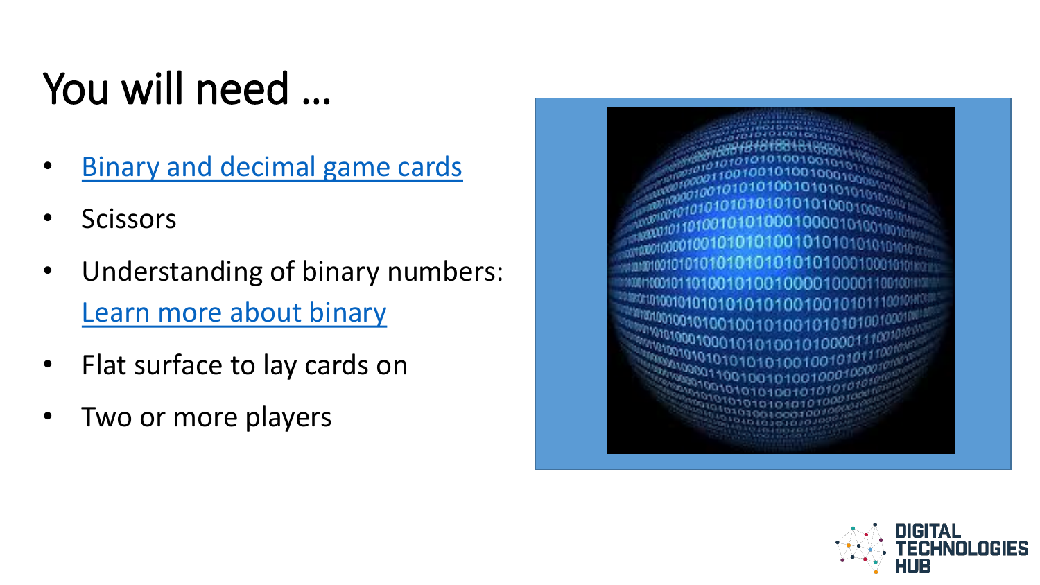# You will need …

- Binary and decimal game cards
- Scissors
- Understanding of binary numbers: Learn more about binary
- Flat surface to lay cards on
- Two or more players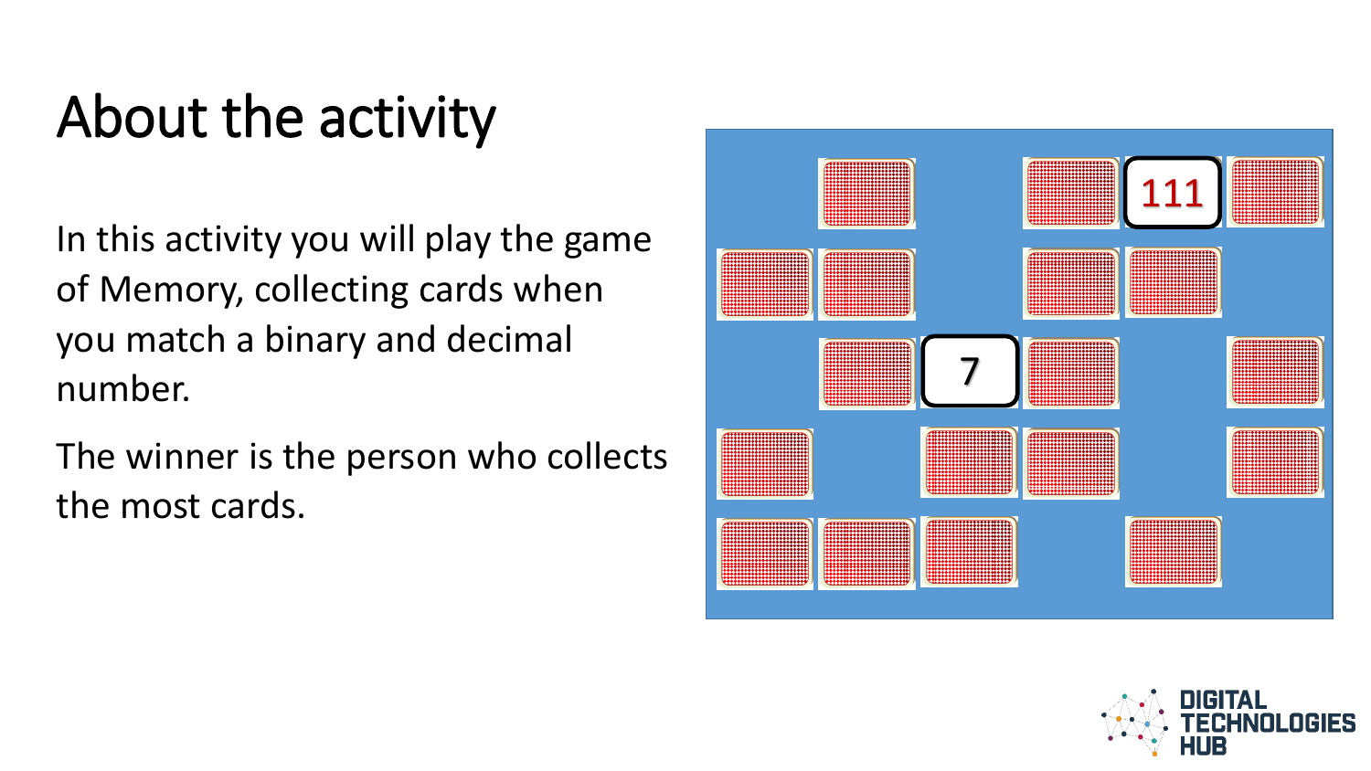# About the activity

In this activity you will play the game of Memory, collecting cards when you match a binary and decimal number.

The winner is the person who collects the most cards.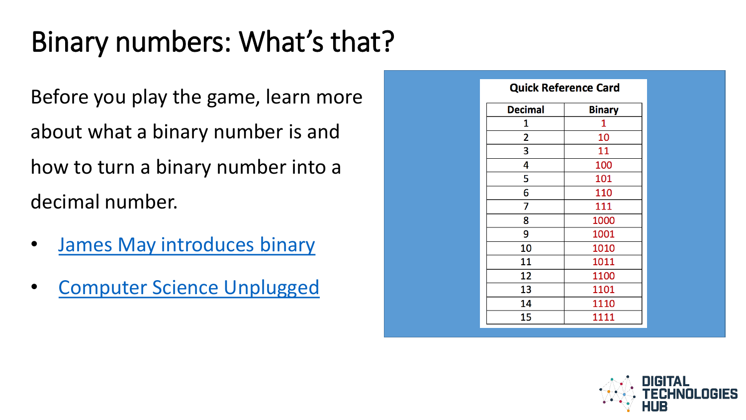# Binary numbers: What's that?

Before you play the game, learn more about what a binary number is and how to turn a binary number into a decimal number.

- [James May introduces binary]()
- [Computer Science Unplugged]()

**Quick Reference Card**

| Decimal | Binary |
|---|---|
| 1 | 1 |
| 2 | 10 |
| 3 | 11 |
| 4 | 100 |
| 5 | 101 |
| 6 | 110 |
| 7 | 111 |
| 8 | 1000 |
| 9 | 1001 |
| 10 | 1010 |
| 11 | 1011 |
| 12 | 1100 |
| 13 | 1101 |
| 14 | 1110 |
| 15 | 1111 |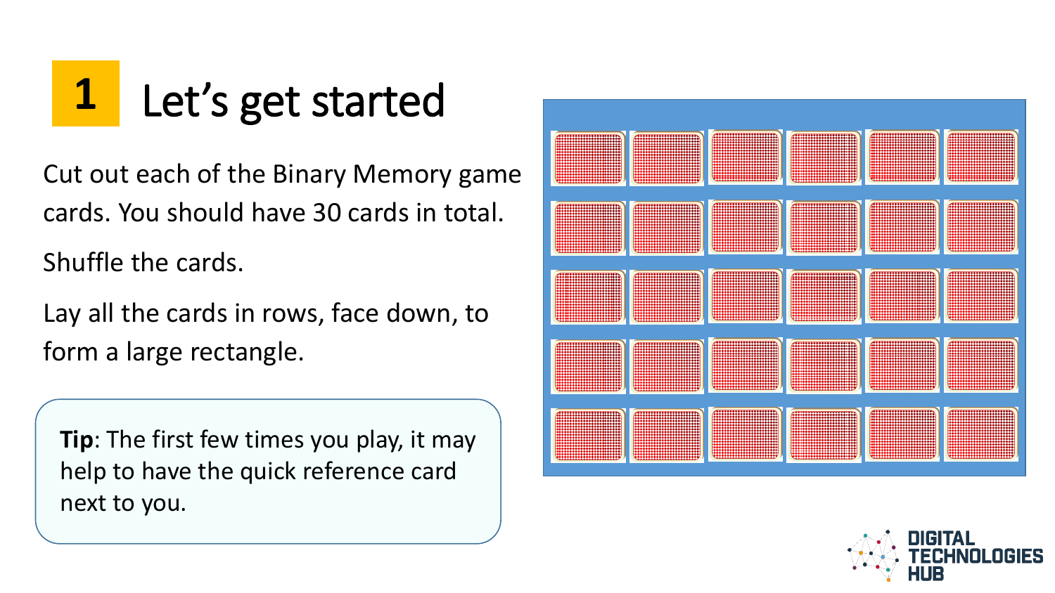# 1 Let's get started

Cut out each of the Binary Memory game cards. You should have 30 cards in total.

Shuffle the cards.

Lay all the cards in rows, face down, to form a large rectangle.

**Tip**: The first few times you play, it may help to have the quick reference card next to you.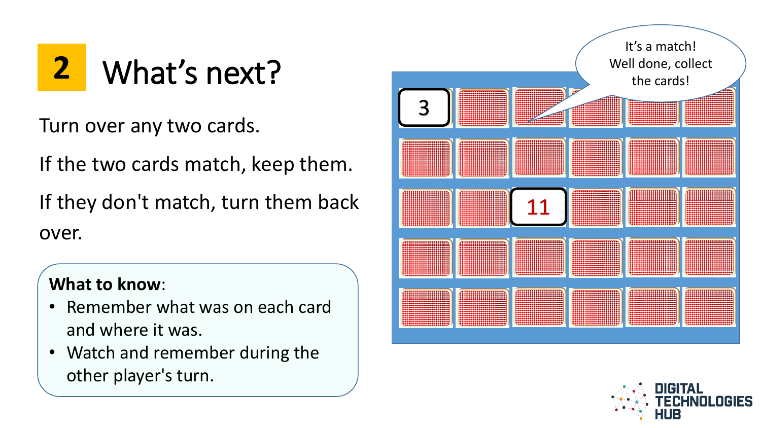## 2 What's next?

Turn over any two cards.

If the two cards match, keep them.

If they don't match, turn them back over.

**What to know**:

- Remember what was on each card and where it was.
- Watch and remember during the other player's turn.

It's a match! Well done, collect the cards!

3

11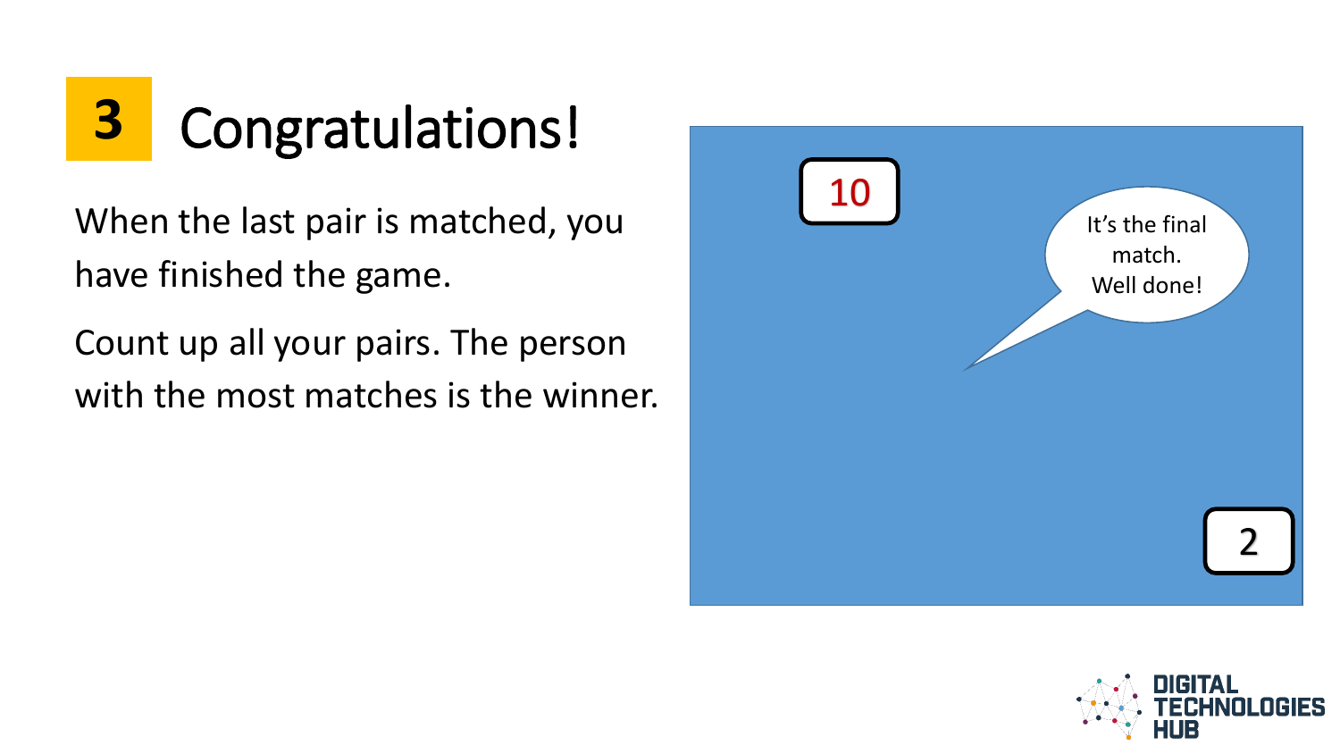# 3 Congratulations!

When the last pair is matched, you have finished the game.

Count up all your pairs. The person with the most matches is the winner.

10

It's the final match. Well done!

2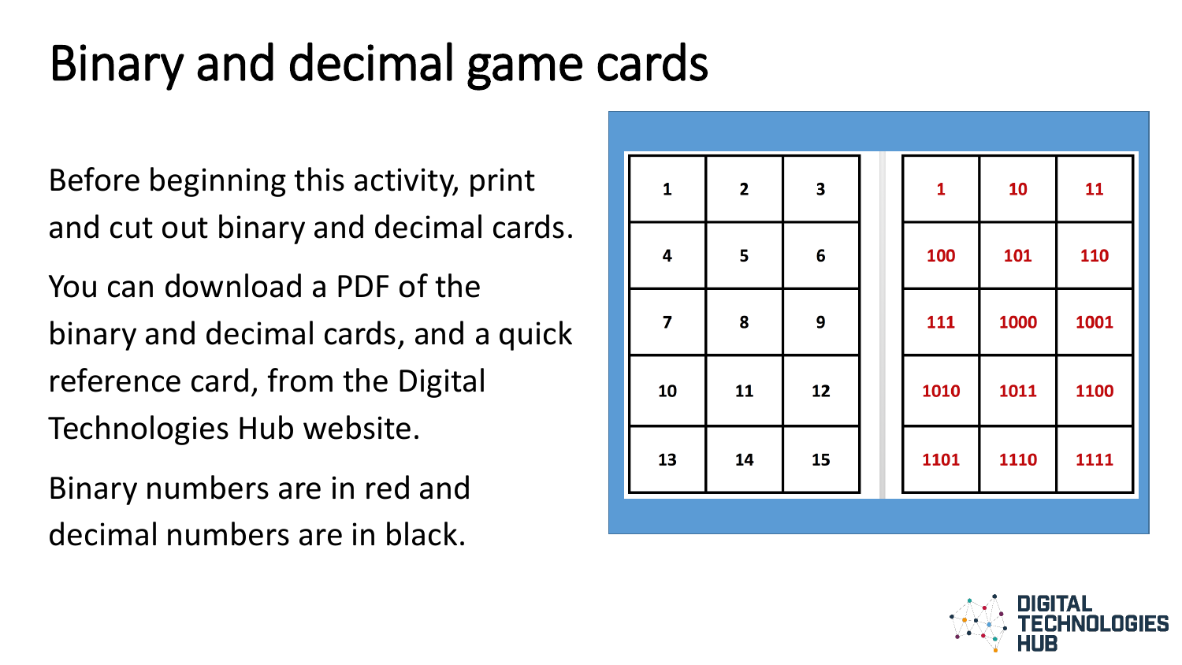# Binary and decimal game cards

Before beginning this activity, print and cut out binary and decimal cards.

You can download a PDF of the binary and decimal cards, and a quick reference card, from the Digital Technologies Hub website.

Binary numbers are in red and decimal numbers are in black.

| | | |
|---|---|---|
| 1 | 2 | 3 |
| 4 | 5 | 6 |
| 7 | 8 | 9 |
| 10 | 11 | 12 |
| 13 | 14 | 15 |

| | | |
|---|---|---|
| 1 | 10 | 11 |
| 100 | 101 | 110 |
| 111 | 1000 | 1001 |
| 1010 | 1011 | 1100 |
| 1101 | 1110 | 1111 |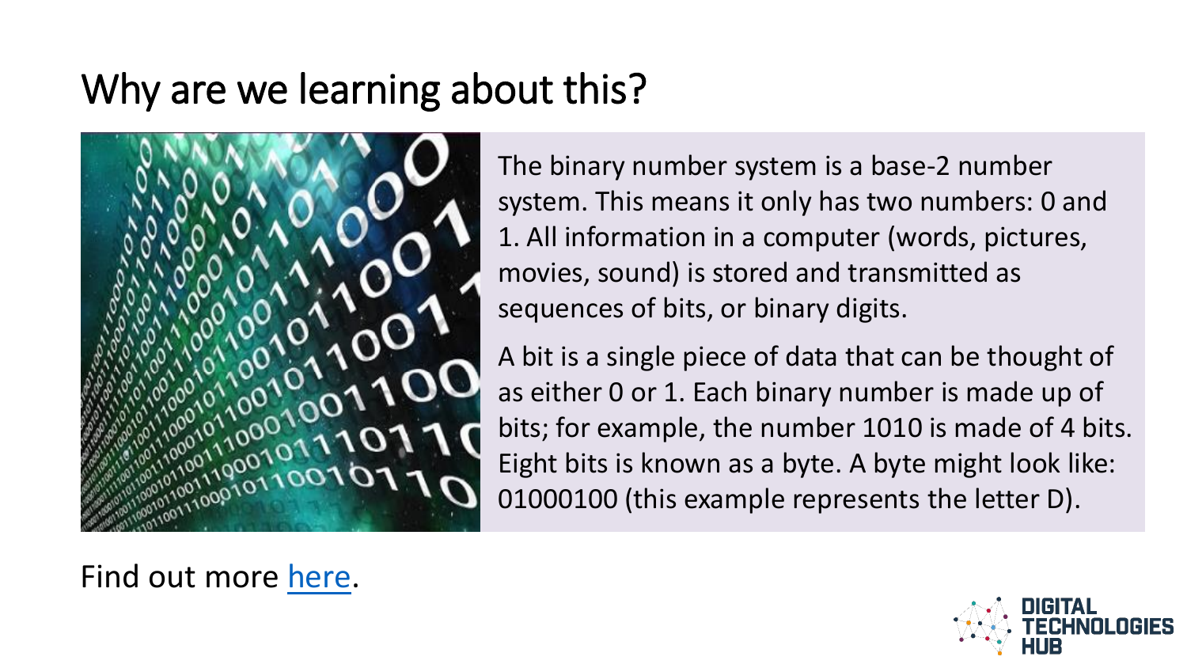# Why are we learning about this?

The binary number system is a base-2 number system. This means it only has two numbers: 0 and 1. All information in a computer (words, pictures, movies, sound) is stored and transmitted as sequences of bits, or binary digits.

A bit is a single piece of data that can be thought of as either 0 or 1. Each binary number is made up of bits; for example, the number 1010 is made of 4 bits. Eight bits is known as a byte. A byte might look like: 01000100 (this example represents the letter D).

Find out more here.

DIGITAL TECHNOLOGIES HUB